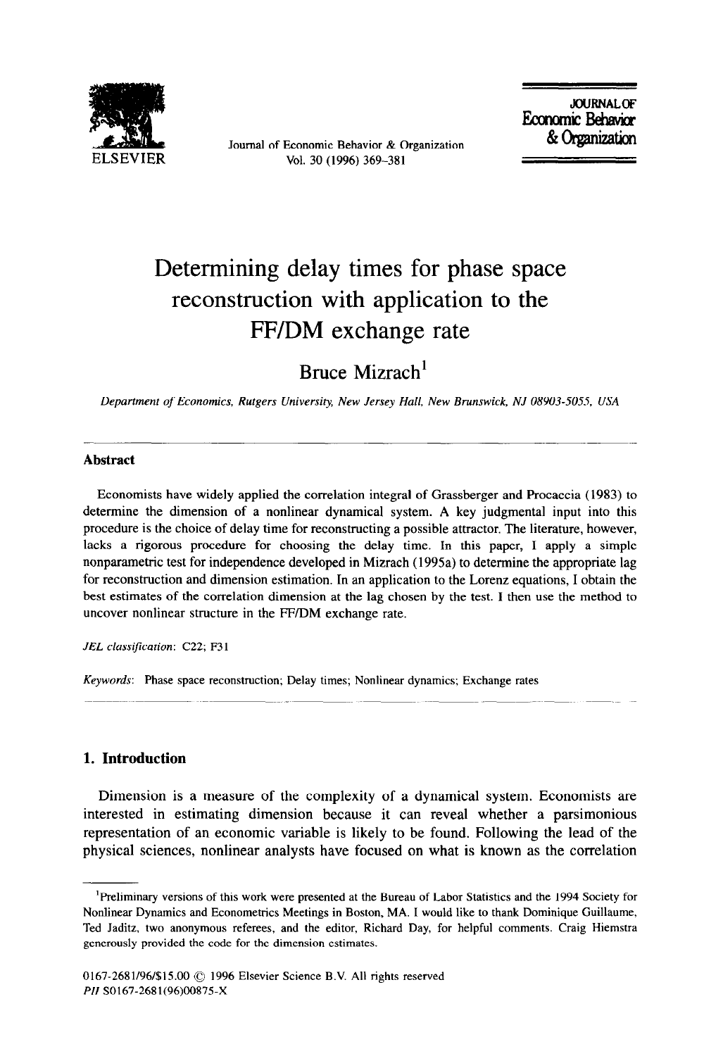# Determining delay times for phase space reconstruction with application to the FF/DM exchange rate

Bruce Mizrach[1]

*Department of Economics, Rutgers University, New Jersey Hall, New Brunswick, NJ 08903-5055, USA*

---

## Abstract

Economists have widely applied the correlation integral of Grassberger and Procaccia (1983) to determine the dimension of a nonlinear dynamical system. A key judgmental input into this procedure is the choice of delay time for reconstructing a possible attractor. The literature, however, lacks a rigorous procedure for choosing the delay time. In this paper, I apply a simple nonparametric test for independence developed in Mizrach (1995a) to determine the appropriate lag for reconstruction and dimension estimation. In an application to the Lorenz equations, I obtain the best estimates of the correlation dimension at the lag chosen by the test. I then use the method to uncover nonlinear structure in the FF/DM exchange rate.

*JEL classification*: C22; F31

*Keywords*: Phase space reconstruction; Delay times; Nonlinear dynamics; Exchange rates

---

## 1. Introduction

Dimension is a measure of the complexity of a dynamical system. Economists are interested in estimating dimension because it can reveal whether a parsimonious representation of an economic variable is likely to be found. Following the lead of the physical sciences, nonlinear analysts have focused on what is known as the correlation

---

[1]Preliminary versions of this work were presented at the Bureau of Labor Statistics and the 1994 Society for Nonlinear Dynamics and Econometrics Meetings in Boston, MA. I would like to thank Dominique Guillaume, Ted Jaditz, two anonymous referees, and the editor, Richard Day, for helpful comments. Craig Hiemstra generously provided the code for the dimension estimates.

0167-2681/96/$15.00 © 1996 Elsevier Science B.V. All rights reserved
*PII* S0167-2681(96)00875-X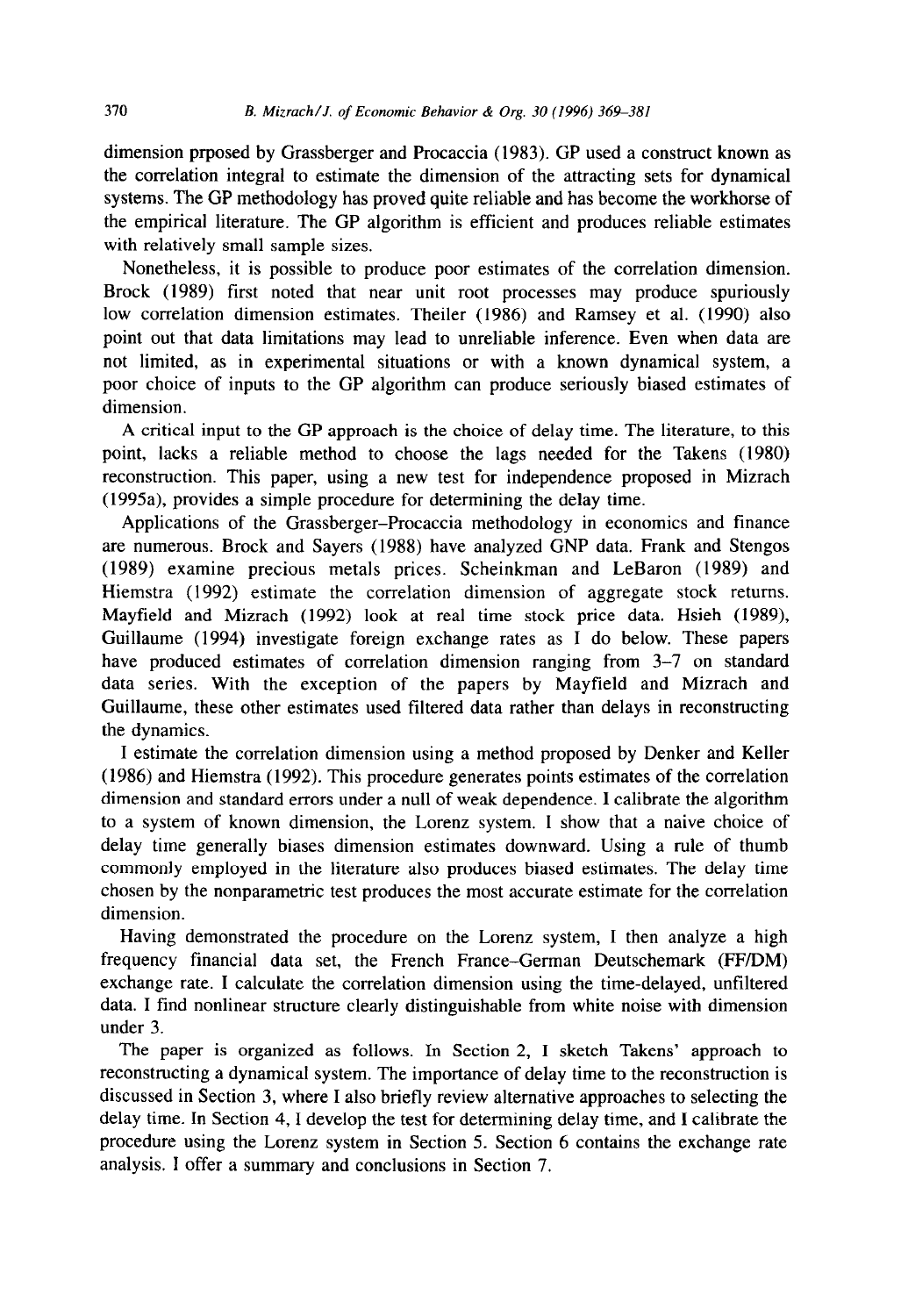dimension prposed by Grassberger and Procaccia (1983). GP used a construct known as the correlation integral to estimate the dimension of the attracting sets for dynamical systems. The GP methodology has proved quite reliable and has become the workhorse of the empirical literature. The GP algorithm is efficient and produces reliable estimates with relatively small sample sizes.

Nonetheless, it is possible to produce poor estimates of the correlation dimension. Brock (1989) first noted that near unit root processes may produce spuriously low correlation dimension estimates. Theiler (1986) and Ramsey et al. (1990) also point out that data limitations may lead to unreliable inference. Even when data are not limited, as in experimental situations or with a known dynamical system, a poor choice of inputs to the GP algorithm can produce seriously biased estimates of dimension.

A critical input to the GP approach is the choice of delay time. The literature, to this point, lacks a reliable method to choose the lags needed for the Takens (1980) reconstruction. This paper, using a new test for independence proposed in Mizrach (1995a), provides a simple procedure for determining the delay time.

Applications of the Grassberger–Procaccia methodology in economics and finance are numerous. Brock and Sayers (1988) have analyzed GNP data. Frank and Stengos (1989) examine precious metals prices. Scheinkman and LeBaron (1989) and Hiemstra (1992) estimate the correlation dimension of aggregate stock returns. Mayfield and Mizrach (1992) look at real time stock price data. Hsieh (1989), Guillaume (1994) investigate foreign exchange rates as I do below. These papers have produced estimates of correlation dimension ranging from 3–7 on standard data series. With the exception of the papers by Mayfield and Mizrach and Guillaume, these other estimates used filtered data rather than delays in reconstructing the dynamics.

I estimate the correlation dimension using a method proposed by Denker and Keller (1986) and Hiemstra (1992). This procedure generates points estimates of the correlation dimension and standard errors under a null of weak dependence. I calibrate the algorithm to a system of known dimension, the Lorenz system. I show that a naive choice of delay time generally biases dimension estimates downward. Using a rule of thumb commonly employed in the literature also produces biased estimates. The delay time chosen by the nonparametric test produces the most accurate estimate for the correlation dimension.

Having demonstrated the procedure on the Lorenz system, I then analyze a high frequency financial data set, the French France–German Deutschemark (FF/DM) exchange rate. I calculate the correlation dimension using the time-delayed, unfiltered data. I find nonlinear structure clearly distinguishable from white noise with dimension under 3.

The paper is organized as follows. In Section 2, I sketch Takens' approach to reconstructing a dynamical system. The importance of delay time to the reconstruction is discussed in Section 3, where I also briefly review alternative approaches to selecting the delay time. In Section 4, I develop the test for determining delay time, and I calibrate the procedure using the Lorenz system in Section 5. Section 6 contains the exchange rate analysis. I offer a summary and conclusions in Section 7.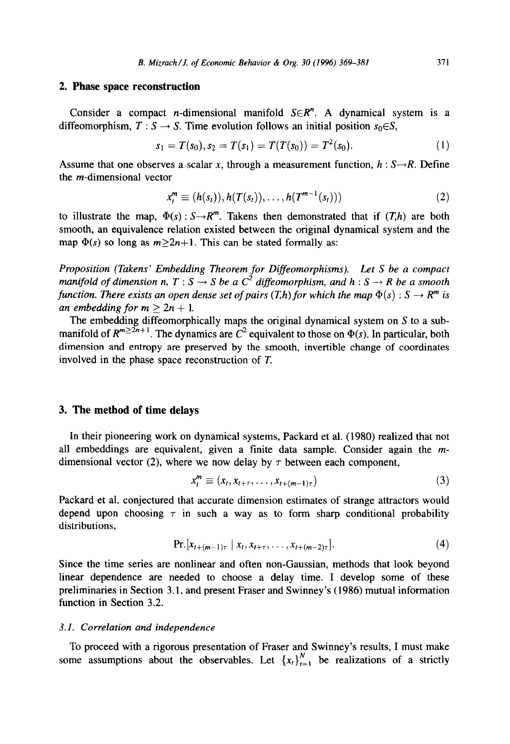## 2. Phase space reconstruction

Consider a compact $n$-dimensional manifold $S \in R^n$. A dynamical system is a diffeomorphism, $T : S \to S$. Time evolution follows an initial position $s_0 \in S$,

$$s_1 = T(s_0), s_2 = T(s_1) = T(T(s_0)) = T^2(s_0). \tag{1}$$

Assume that one observes a scalar $x$, through a measurement function, $h : S \to R$. Define the $m$-dimensional vector

$$x_t^m \equiv (h(s_t)), h(T(s_t)), \ldots, h(T^{m-1}(s_t))) \tag{2}$$

to illustrate the map, $\Phi(s) : S \to R^m$. Takens then demonstrated that if $(T,h)$ are both smooth, an equivalence relation existed between the original dynamical system and the map $\Phi(s)$ so long as $m \geq 2n+1$. This can be stated formally as:

*Proposition (Takens' Embedding Theorem for Diffeomorphisms). Let $S$ be a compact manifold of dimension $n$, $T : S \to S$ be a $C^2$ diffeomorphism, and $h : S \to R$ be a smooth function. There exists an open dense set of pairs $(T,h)$ for which the map $\Phi(s) : S \to R^m$ is an embedding for $m \geq 2n + 1$.*

The embedding diffeomorphically maps the original dynamical system on $S$ to a submanifold of $R^{m \geq 2n+1}$. The dynamics are $C^2$ equivalent to those on $\Phi(s)$. In particular, both dimension and entropy are preserved by the smooth, invertible change of coordinates involved in the phase space reconstruction of $T$.

## 3. The method of time delays

In their pioneering work on dynamical systems, Packard et al. (1980) realized that not all embeddings are equivalent, given a finite data sample. Consider again the $m$-dimensional vector (2), where we now delay by $\tau$ between each component,

$$x_t^m \equiv (x_t, x_{t+\tau}, \ldots, x_{t+(m-1)\tau}) \tag{3}$$

Packard et al. conjectured that accurate dimension estimates of strange attractors would depend upon choosing $\tau$ in such a way as to form sharp conditional probability distributions,

$$\text{Pr.}[x_{t+(m-1)\tau} \mid x_t, x_{t+\tau}, \ldots, x_{t+(m-2)\tau}]. \tag{4}$$

Since the time series are nonlinear and often non-Gaussian, methods that look beyond linear dependence are needed to choose a delay time. I develop some of these preliminaries in Section 3.1, and present Fraser and Swinney's (1986) mutual information function in Section 3.2.

### 3.1. Correlation and independence

To proceed with a rigorous presentation of Fraser and Swinney's results, I must make some assumptions about the observables. Let $\{x_t\}_{t=1}^N$ be realizations of a strictly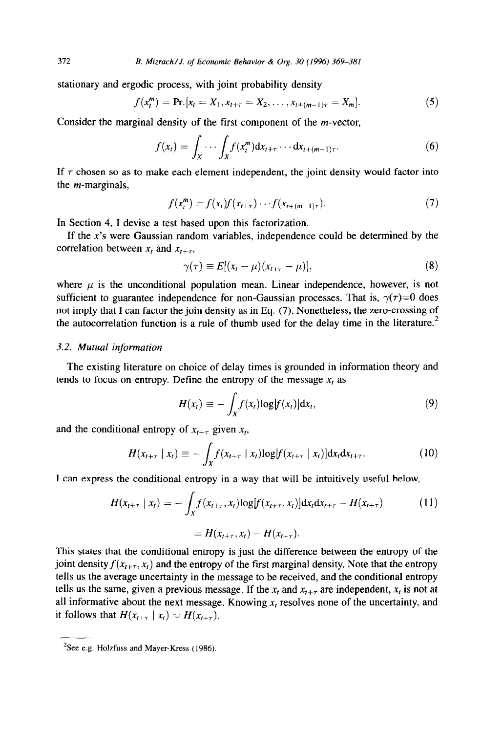stationary and ergodic process, with joint probability density

$$f(x_t^m) = \Pr.[x_t = X_1, x_{t+\tau} = X_2, \ldots, x_{t+(m-1)\tau} = X_m]. \tag{5}$$

Consider the marginal density of the first component of the $m$-vector,

$$f(x_t) = \int_X \cdots \int_X f(x_t^m) \mathrm{d}x_{t+\tau} \cdots \mathrm{d}x_{t+(m-1)\tau}. \tag{6}$$

If $\tau$ chosen so as to make each element independent, the joint density would factor into the $m$-marginals,

$$f(x_t^m) = f(x_t) f(x_{t+\tau}) \cdots f(x_{t+(m-1)\tau}). \tag{7}$$

In Section 4, I devise a test based upon this factorization.

If the $x$'s were Gaussian random variables, independence could be determined by the correlation between $x_t$ and $x_{t+\tau}$,

$$\gamma(\tau) \equiv E[(x_t - \mu)(x_{t+\tau} - \mu)], \tag{8}$$

where $\mu$ is the unconditional population mean. Linear independence, however, is not sufficient to guarantee independence for non-Gaussian processes. That is, $\gamma(\tau)=0$ does not imply that I can factor the join density as in Eq. (7). Nonetheless, the zero-crossing of the autocorrelation function is a rule of thumb used for the delay time in the literature.[2]

### 3.2. Mutual information

The existing literature on choice of delay times is grounded in information theory and tends to focus on entropy. Define the entropy of the message $x_t$ as

$$H(x_t) \equiv -\int_X f(x_t) \log[f(x_t)] \mathrm{d}x_t, \tag{9}$$

and the conditional entropy of $x_{t+\tau}$ given $x_t$,

$$H(x_{t+\tau} \mid x_t) \equiv -\int_X f(x_{t+\tau} \mid x_t) \log[f(x_{t+\tau} \mid x_t)] \mathrm{d}x_t \mathrm{d}x_{t+\tau}. \tag{10}$$

I can express the conditional entropy in a way that will be intuitively useful below,

$$\begin{aligned} H(x_{t+\tau} \mid x_t) &= -\int_X f(x_{t+\tau}, x_t) \log[f(x_{t+\tau}, x_t)] \mathrm{d}x_t \mathrm{d}x_{t+\tau} - H(x_{t+\tau}) \\ &= H(x_{t+\tau}, x_t) - H(x_{t+\tau}). \end{aligned} \tag{11}$$

This states that the conditional entropy is just the difference between the entropy of the joint density $f(x_{t+\tau}, x_t)$ and the entropy of the first marginal density. Note that the entropy tells us the average uncertainty in the message to be received, and the conditional entropy tells us the same, given a previous message. If the $x_t$ and $x_{t+\tau}$ are independent, $x_t$ is not at all informative about the next message. Knowing $x_t$ resolves none of the uncertainty, and it follows that $H(x_{t+\tau} \mid x_t) = H(x_{t+\tau})$.

---

[2] See e.g. Holzfuss and Mayer-Kress (1986).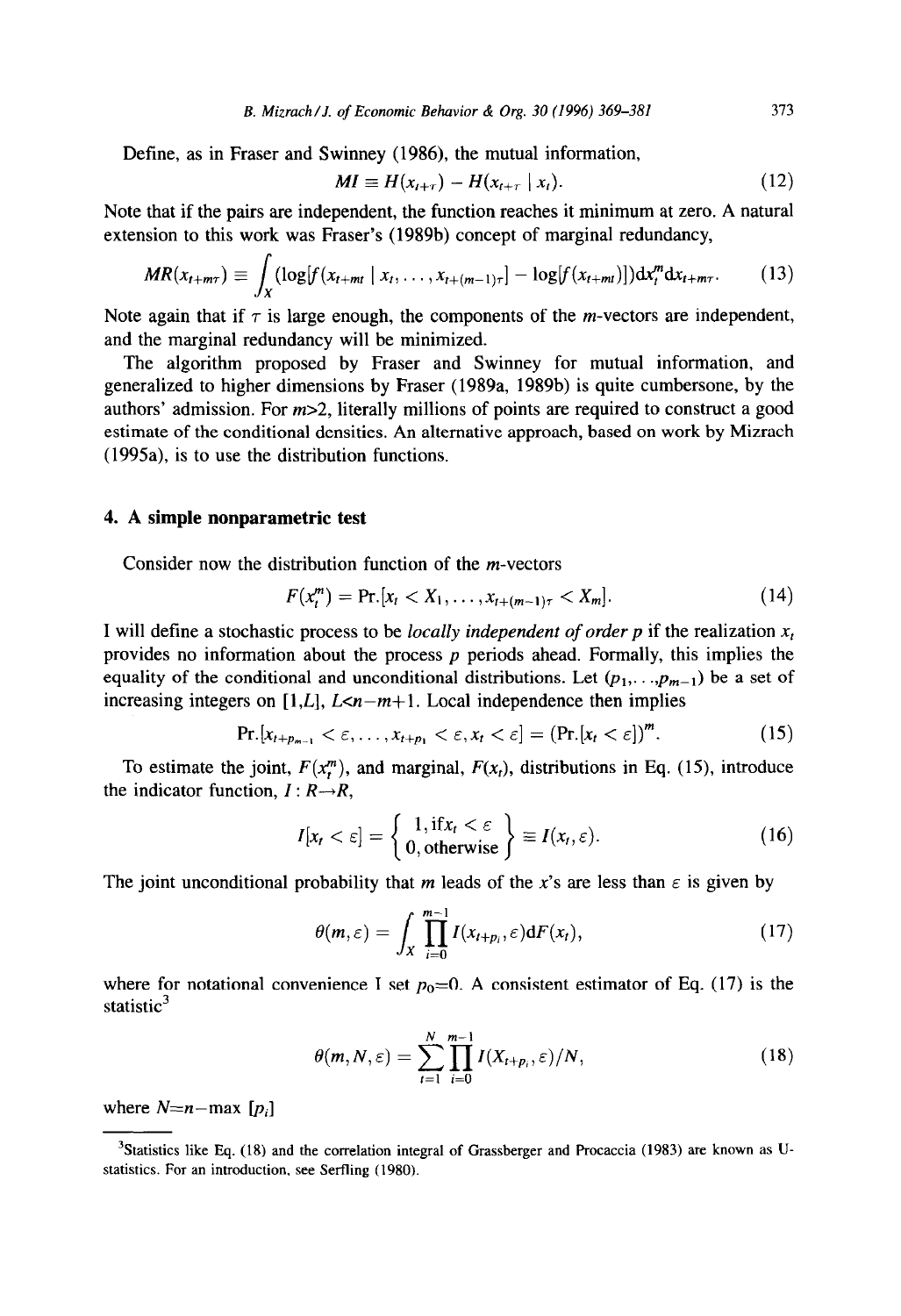Define, as in Fraser and Swinney (1986), the mutual information,

$$MI \equiv H(x_{t+\tau}) - H(x_{t+\tau} \mid x_t). \tag{12}$$

Note that if the pairs are independent, the function reaches it minimum at zero. A natural extension to this work was Fraser's (1989b) concept of marginal redundancy,

$$MR(x_{t+m\tau}) \equiv \int_X (\log[f(x_{t+mt} \mid x_t, \ldots, x_{t+(m-1)\tau}] - \log[f(x_{t+mt})]) \mathrm{d}x_t^m \mathrm{d}x_{t+m\tau}. \tag{13}$$

Note again that if $\tau$ is large enough, the components of the $m$-vectors are independent, and the marginal redundancy will be minimized.

The algorithm proposed by Fraser and Swinney for mutual information, and generalized to higher dimensions by Fraser (1989a, 1989b) is quite cumbersone, by the authors' admission. For $m>2$, literally millions of points are required to construct a good estimate of the conditional densities. An alternative approach, based on work by Mizrach (1995a), is to use the distribution functions.

## 4. A simple nonparametric test

Consider now the distribution function of the $m$-vectors

$$F(x_t^m) = \Pr.[x_t < X_1, \ldots, x_{t+(m-1)\tau} < X_m]. \tag{14}$$

I will define a stochastic process to be *locally independent of order p* if the realization $x_t$ provides no information about the process $p$ periods ahead. Formally, this implies the equality of the conditional and unconditional distributions. Let $(p_1, \ldots, p_{m-1})$ be a set of increasing integers on $[1,L]$, $L<n-m+1$. Local independence then implies

$$\Pr.[x_{t+p_{m-1}} < \varepsilon, \ldots, x_{t+p_1} < \varepsilon, x_t < \varepsilon] = (\Pr.[x_t < \varepsilon])^m. \tag{15}$$

To estimate the joint, $F(x_t^m)$, and marginal, $F(x_t)$, distributions in Eq. (15), introduce the indicator function, $I: R \rightarrow R$,

$$I[x_t < \varepsilon] = \left\{ \begin{array}{l} 1, \text{if} x_t < \varepsilon \\ 0, \text{otherwise} \end{array} \right\} \equiv I(x_t, \varepsilon). \tag{16}$$

The joint unconditional probability that $m$ leads of the $x$'s are less than $\varepsilon$ is given by

$$\theta(m, \varepsilon) = \int_X \prod_{i=0}^{m-1} I(x_{t+p_i}, \varepsilon) \mathrm{d}F(x_t), \tag{17}$$

where for notational convenience I set $p_0=0$. A consistent estimator of Eq. (17) is the statistic[3]

$$\theta(m, N, \varepsilon) = \sum_{t=1}^{N} \prod_{i=0}^{m-1} I(X_{t+p_i}, \varepsilon)/N, \tag{18}$$

where $N=n-\max\,[p_i]$

[3] Statistics like Eq. (18) and the correlation integral of Grassberger and Procaccia (1983) are known as U-statistics. For an introduction, see Serfling (1980).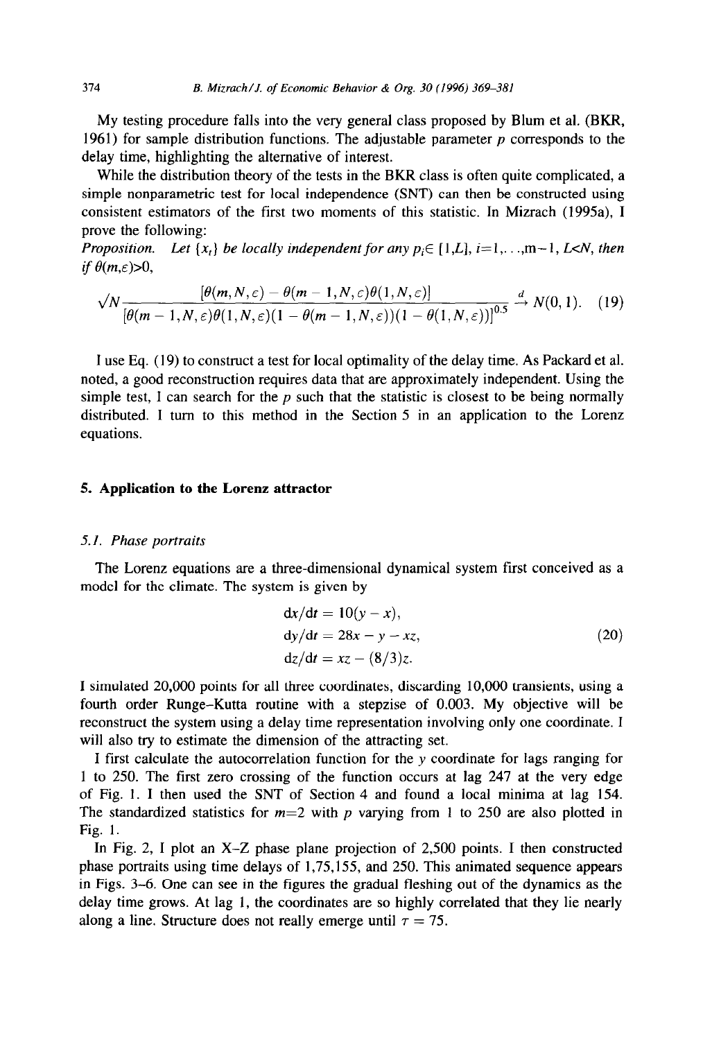My testing procedure falls into the very general class proposed by Blum et al. (BKR, 1961) for sample distribution functions. The adjustable parameter $p$ corresponds to the delay time, highlighting the alternative of interest.

While the distribution theory of the tests in the BKR class is often quite complicated, a simple nonparametric test for local independence (SNT) can then be constructed using consistent estimators of the first two moments of this statistic. In Mizrach (1995a), I prove the following:

*Proposition.* *Let $\{x_t\}$ be locally independent for any $p_i \in [1,L]$, $i=1,\ldots,m-1$, $L<N$, then if $\theta(m,\varepsilon)>0$,*

$$\sqrt{N}\frac{[\theta(m,N,\varepsilon) - \theta(m-1,N,\varepsilon)\theta(1,N,\varepsilon)]}{[\theta(m-1,N,\varepsilon)\theta(1,N,\varepsilon)(1-\theta(m-1,N,\varepsilon))(1-\theta(1,N,\varepsilon))]^{0.5}} \xrightarrow{d} N(0,1). \quad (19)$$

I use Eq. (19) to construct a test for local optimality of the delay time. As Packard et al. noted, a good reconstruction requires data that are approximately independent. Using the simple test, I can search for the $p$ such that the statistic is closest to be being normally distributed. I turn to this method in the Section 5 in an application to the Lorenz equations.

## 5. Application to the Lorenz attractor

### 5.1. Phase portraits

The Lorenz equations are a three-dimensional dynamical system first conceived as a model for the climate. The system is given by

$$\begin{aligned} dx/dt &= 10(y-x), \\ dy/dt &= 28x - y - xz, \\ dz/dt &= xz - (8/3)z. \end{aligned} \quad (20)$$

I simulated 20,000 points for all three coordinates, discarding 10,000 transients, using a fourth order Runge-Kutta routine with a stepzise of 0.003. My objective will be reconstruct the system using a delay time representation involving only one coordinate. I will also try to estimate the dimension of the attracting set.

I first calculate the autocorrelation function for the $y$ coordinate for lags ranging for 1 to 250. The first zero crossing of the function occurs at lag 247 at the very edge of Fig. 1. I then used the SNT of Section 4 and found a local minima at lag 154. The standardized statistics for $m=2$ with $p$ varying from 1 to 250 are also plotted in Fig. 1.

In Fig. 2, I plot an X–Z phase plane projection of 2,500 points. I then constructed phase portraits using time delays of 1,75,155, and 250. This animated sequence appears in Figs. 3–6. One can see in the figures the gradual fleshing out of the dynamics as the delay time grows. At lag 1, the coordinates are so highly correlated that they lie nearly along a line. Structure does not really emerge until $\tau = 75$.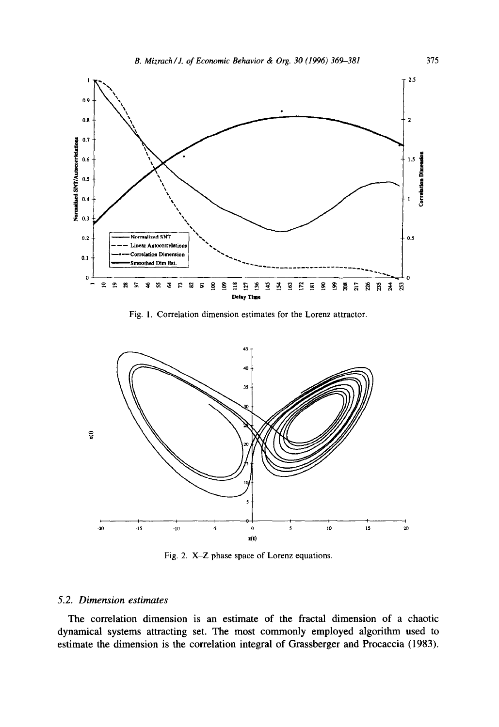Fig. 1. Correlation dimension estimates for the Lorenz attractor.

Fig. 2. X–Z phase space of Lorenz equations.

### 5.2. Dimension estimates

The correlation dimension is an estimate of the fractal dimension of a chaotic dynamical systems attracting set. The most commonly employed algorithm used to estimate the dimension is the correlation integral of Grassberger and Procaccia (1983).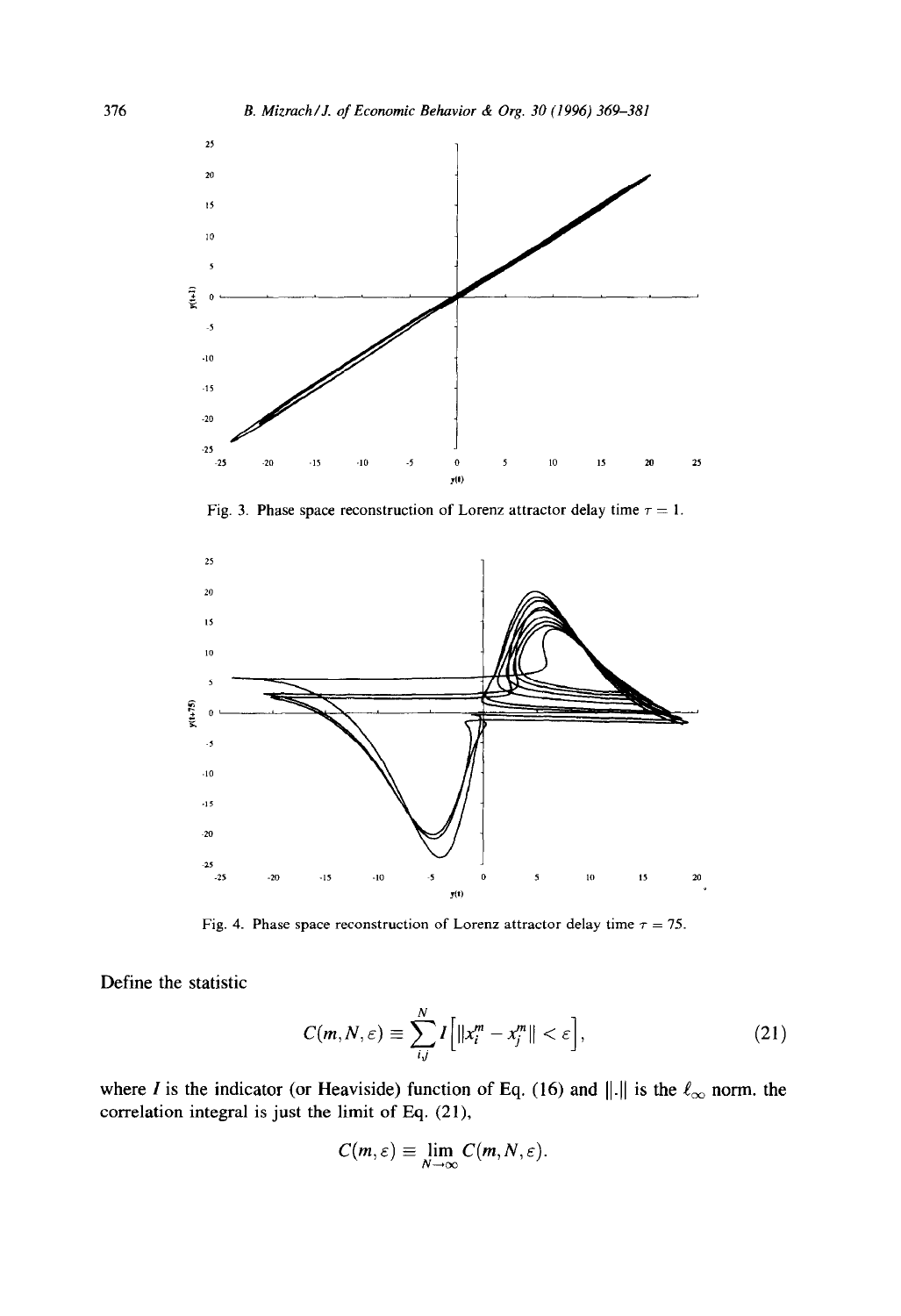Fig. 3. Phase space reconstruction of Lorenz attractor delay time $\tau = 1$.

Fig. 4. Phase space reconstruction of Lorenz attractor delay time $\tau = 75$.

Define the statistic

$$C(m, N, \varepsilon) \equiv \sum_{i,j}^{N} I\left[\|x_i^m - x_j^m\| < \varepsilon\right], \tag{21}$$

where $I$ is the indicator (or Heaviside) function of Eq. (16) and $\|.\|$ is the $\ell_\infty$ norm. the correlation integral is just the limit of Eq. (21),

$$C(m, \varepsilon) \equiv \lim_{N \to \infty} C(m, N, \varepsilon).$$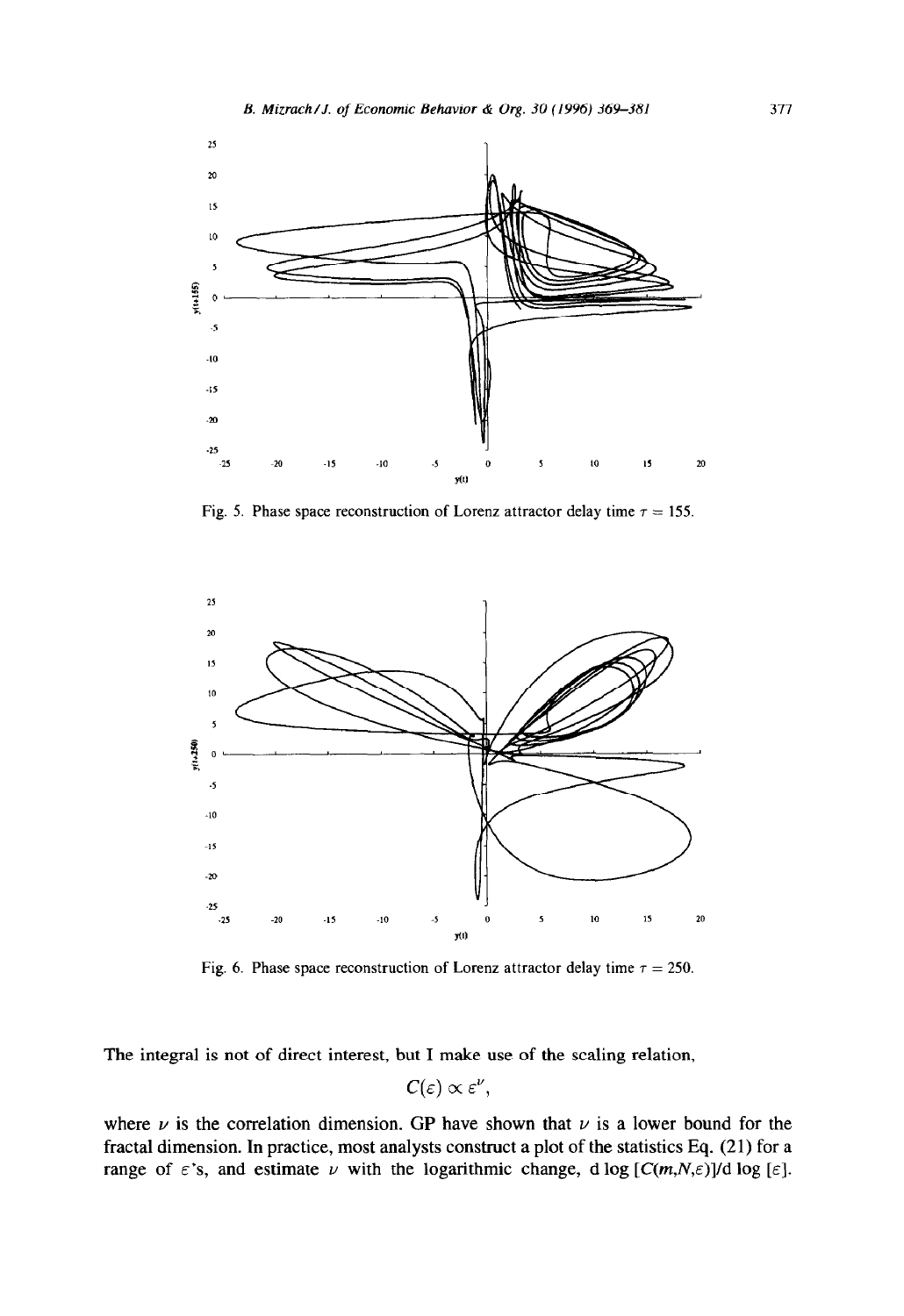Fig. 5. Phase space reconstruction of Lorenz attractor delay time $\tau = 155$.

Fig. 6. Phase space reconstruction of Lorenz attractor delay time $\tau = 250$.

The integral is not of direct interest, but I make use of the scaling relation,

$$C(\varepsilon) \propto \varepsilon^{\nu},$$

where $\nu$ is the correlation dimension. GP have shown that $\nu$ is a lower bound for the fractal dimension. In practice, most analysts construct a plot of the statistics Eq. (21) for a range of $\varepsilon$'s, and estimate $\nu$ with the logarithmic change, $d \log [C(m,N,\varepsilon)]/d \log [\varepsilon]$.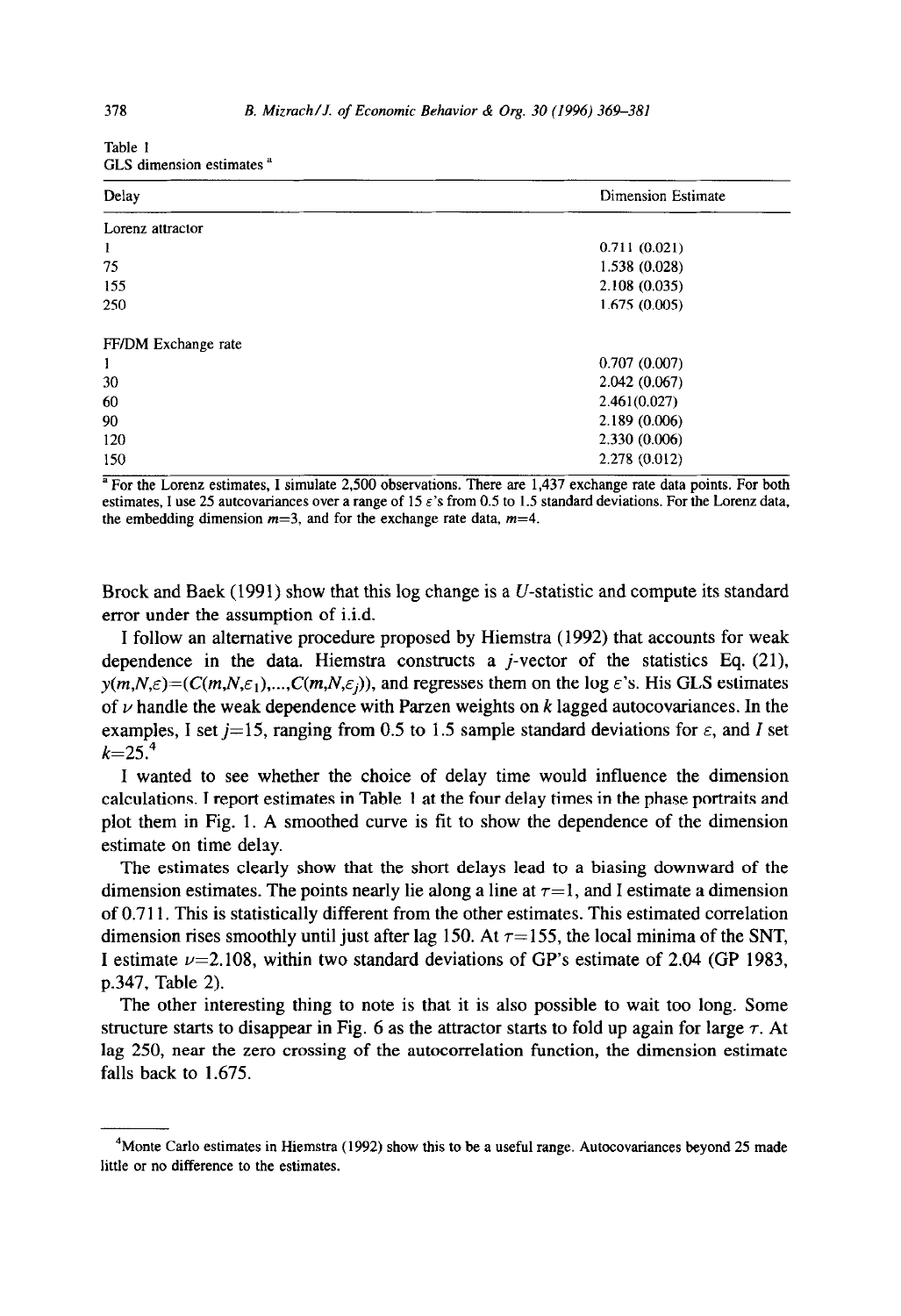Table 1
GLS dimension estimates [a]

| Delay | Dimension Estimate |
|---|---|
| Lorenz attractor | |
| 1 | 0.711 (0.021) |
| 75 | 1.538 (0.028) |
| 155 | 2.108 (0.035) |
| 250 | 1.675 (0.005) |
| FF/DM Exchange rate | |
| 1 | 0.707 (0.007) |
| 30 | 2.042 (0.067) |
| 60 | 2.461(0.027) |
| 90 | 2.189 (0.006) |
| 120 | 2.330 (0.006) |
| 150 | 2.278 (0.012) |

[a] For the Lorenz estimates, I simulate 2,500 observations. There are 1,437 exchange rate data points. For both estimates, I use 25 autcovariances over a range of 15 $\varepsilon$'s from 0.5 to 1.5 standard deviations. For the Lorenz data, the embedding dimension $m=3$, and for the exchange rate data, $m=4$.

Brock and Baek (1991) show that this log change is a $U$-statistic and compute its standard error under the assumption of i.i.d.

I follow an alternative procedure proposed by Hiemstra (1992) that accounts for weak dependence in the data. Hiemstra constructs a $j$-vector of the statistics Eq. (21), $y(m,N,\varepsilon)=(C(m,N,\varepsilon_1),...,C(m,N,\varepsilon_j))$, and regresses them on the log $\varepsilon$'s. His GLS estimates of $\nu$ handle the weak dependence with Parzen weights on $k$ lagged autocovariances. In the examples, I set $j=15$, ranging from 0.5 to 1.5 sample standard deviations for $\varepsilon$, and I set $k=25$.[4]

I wanted to see whether the choice of delay time would influence the dimension calculations. I report estimates in Table 1 at the four delay times in the phase portraits and plot them in Fig. 1. A smoothed curve is fit to show the dependence of the dimension estimate on time delay.

The estimates clearly show that the short delays lead to a biasing downward of the dimension estimates. The points nearly lie along a line at $\tau=1$, and I estimate a dimension of 0.711. This is statistically different from the other estimates. This estimated correlation dimension rises smoothly until just after lag 150. At $\tau=155$, the local minima of the SNT, I estimate $\nu=2.108$, within two standard deviations of GP's estimate of 2.04 (GP 1983, p.347, Table 2).

The other interesting thing to note is that it is also possible to wait too long. Some structure starts to disappear in Fig. 6 as the attractor starts to fold up again for large $\tau$. At lag 250, near the zero crossing of the autocorrelation function, the dimension estimate falls back to 1.675.

[4] Monte Carlo estimates in Hiemstra (1992) show this to be a useful range. Autocovariances beyond 25 made little or no difference to the estimates.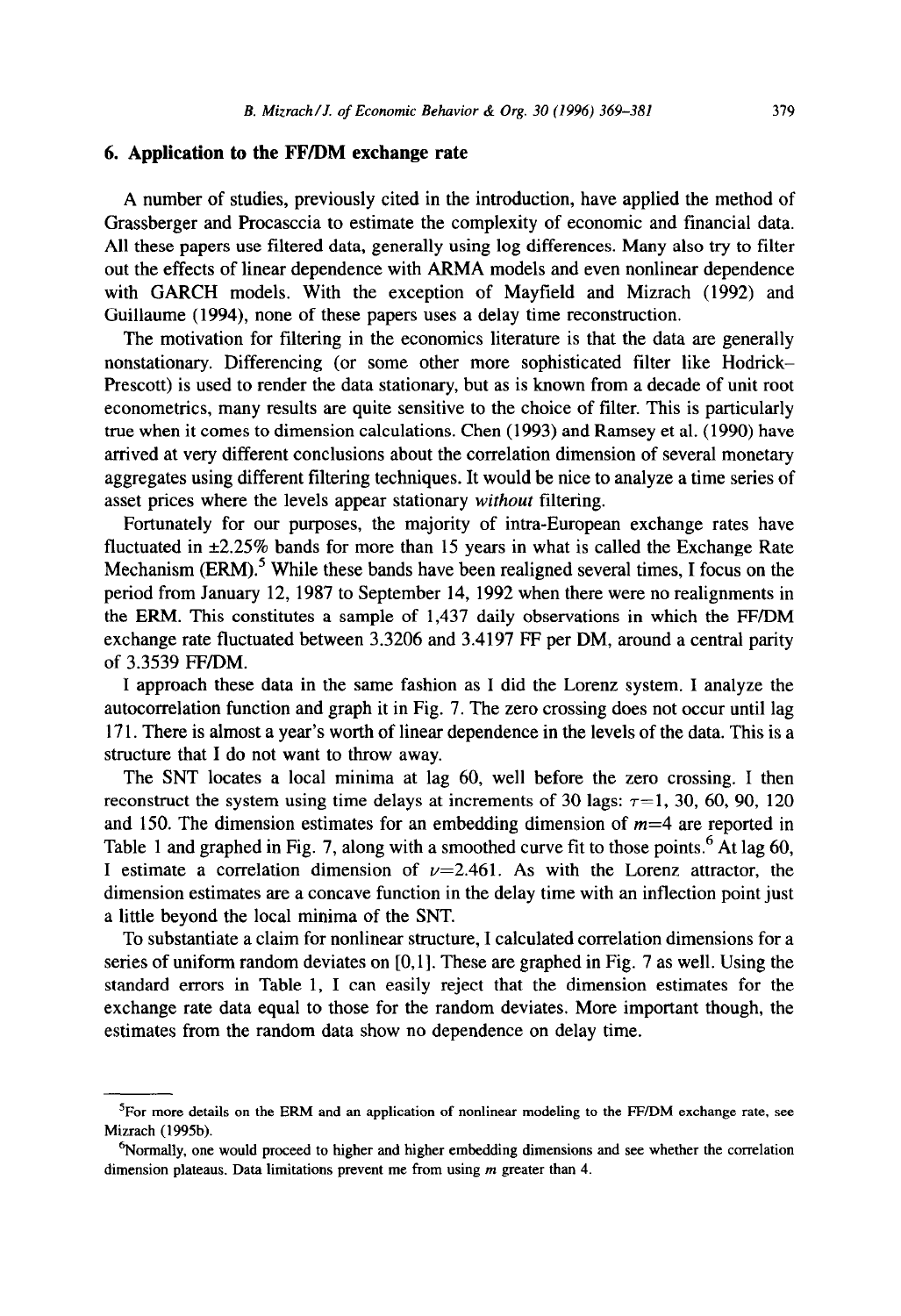## 6. Application to the FF/DM exchange rate

A number of studies, previously cited in the introduction, have applied the method of Grassberger and Procasccia to estimate the complexity of economic and financial data. All these papers use filtered data, generally using log differences. Many also try to filter out the effects of linear dependence with ARMA models and even nonlinear dependence with GARCH models. With the exception of Mayfield and Mizrach (1992) and Guillaume (1994), none of these papers uses a delay time reconstruction.

The motivation for filtering in the economics literature is that the data are generally nonstationary. Differencing (or some other more sophisticated filter like Hodrick–Prescott) is used to render the data stationary, but as is known from a decade of unit root econometrics, many results are quite sensitive to the choice of filter. This is particularly true when it comes to dimension calculations. Chen (1993) and Ramsey et al. (1990) have arrived at very different conclusions about the correlation dimension of several monetary aggregates using different filtering techniques. It would be nice to analyze a time series of asset prices where the levels appear stationary *without* filtering.

Fortunately for our purposes, the majority of intra-European exchange rates have fluctuated in ±2.25% bands for more than 15 years in what is called the Exchange Rate Mechanism (ERM).[5] While these bands have been realigned several times, I focus on the period from January 12, 1987 to September 14, 1992 when there were no realignments in the ERM. This constitutes a sample of 1,437 daily observations in which the FF/DM exchange rate fluctuated between 3.3206 and 3.4197 FF per DM, around a central parity of 3.3539 FF/DM.

I approach these data in the same fashion as I did the Lorenz system. I analyze the autocorrelation function and graph it in Fig. 7. The zero crossing does not occur until lag 171. There is almost a year's worth of linear dependence in the levels of the data. This is a structure that I do not want to throw away.

The SNT locates a local minima at lag 60, well before the zero crossing. I then reconstruct the system using time delays at increments of 30 lags: $\tau$=1, 30, 60, 90, 120 and 150. The dimension estimates for an embedding dimension of $m$=4 are reported in Table 1 and graphed in Fig. 7, along with a smoothed curve fit to those points.[6] At lag 60, I estimate a correlation dimension of $\nu$=2.461. As with the Lorenz attractor, the dimension estimates are a concave function in the delay time with an inflection point just a little beyond the local minima of the SNT.

To substantiate a claim for nonlinear structure, I calculated correlation dimensions for a series of uniform random deviates on [0,1]. These are graphed in Fig. 7 as well. Using the standard errors in Table 1, I can easily reject that the dimension estimates for the exchange rate data equal to those for the random deviates. More important though, the estimates from the random data show no dependence on delay time.

---

[5] For more details on the ERM and an application of nonlinear modeling to the FF/DM exchange rate, see Mizrach (1995b).

[6] Normally, one would proceed to higher and higher embedding dimensions and see whether the correlation dimension plateaus. Data limitations prevent me from using $m$ greater than 4.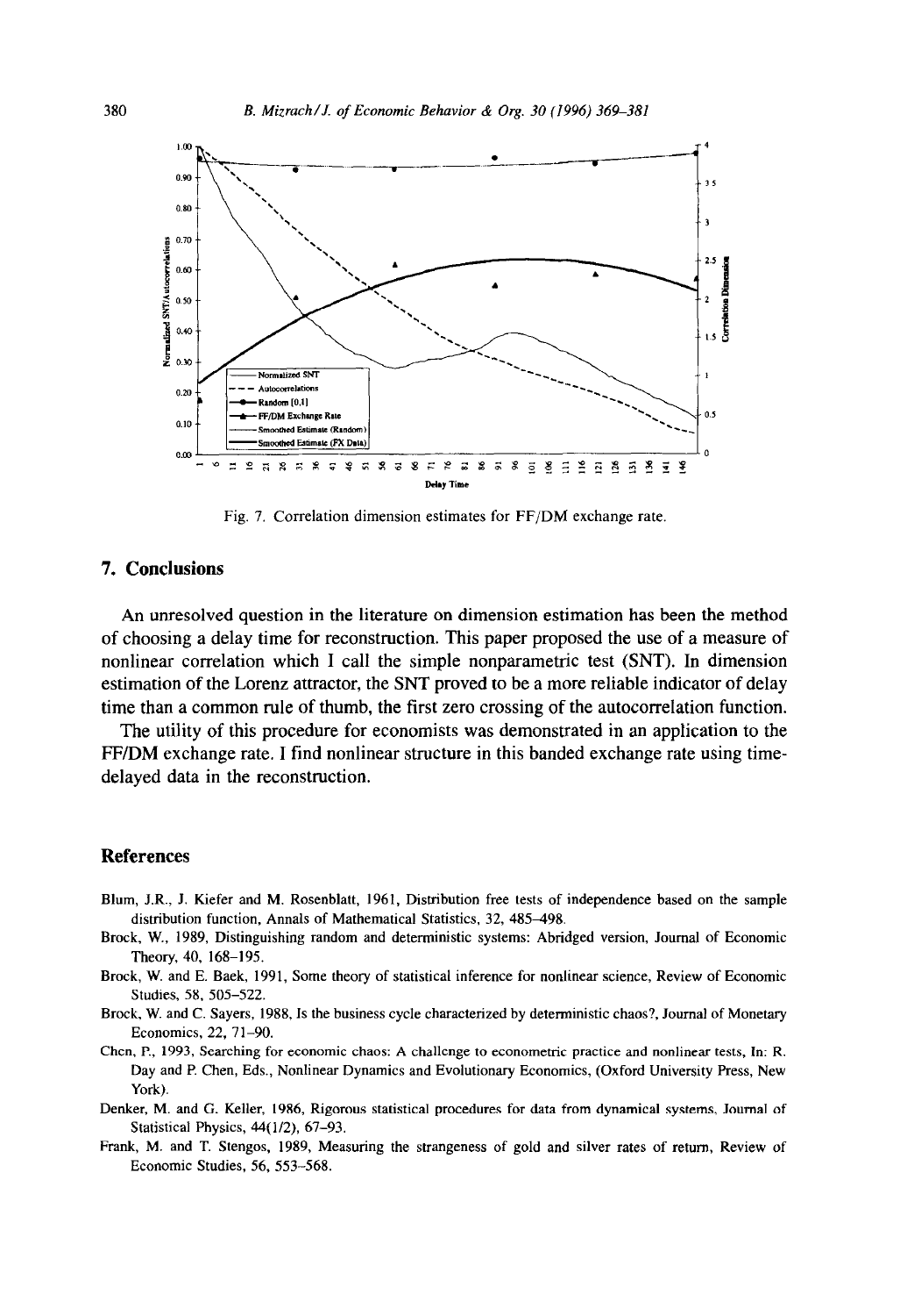Fig. 7. Correlation dimension estimates for FF/DM exchange rate.

## 7. Conclusions

An unresolved question in the literature on dimension estimation has been the method of choosing a delay time for reconstruction. This paper proposed the use of a measure of nonlinear correlation which I call the simple nonparametric test (SNT). In dimension estimation of the Lorenz attractor, the SNT proved to be a more reliable indicator of delay time than a common rule of thumb, the first zero crossing of the autocorrelation function.

The utility of this procedure for economists was demonstrated in an application to the FF/DM exchange rate. I find nonlinear structure in this banded exchange rate using time-delayed data in the reconstruction.

## References

Blum, J.R., J. Kiefer and M. Rosenblatt, 1961, Distribution free tests of independence based on the sample distribution function, Annals of Mathematical Statistics, 32, 485–498.

Brock, W., 1989, Distinguishing random and deterministic systems: Abridged version, Journal of Economic Theory, 40, 168–195.

Brock, W. and E. Baek, 1991, Some theory of statistical inference for nonlinear science, Review of Economic Studies, 58, 505–522.

Brock, W. and C. Sayers, 1988, Is the business cycle characterized by deterministic chaos?, Journal of Monetary Economics, 22, 71–90.

Chen, P., 1993, Searching for economic chaos: A challenge to econometric practice and nonlinear tests, In: R. Day and P. Chen, Eds., Nonlinear Dynamics and Evolutionary Economics, (Oxford University Press, New York).

Denker, M. and G. Keller, 1986, Rigorous statistical procedures for data from dynamical systems, Journal of Statistical Physics, 44(1/2), 67–93.

Frank, M. and T. Stengos, 1989, Measuring the strangeness of gold and silver rates of return, Review of Economic Studies, 56, 553–568.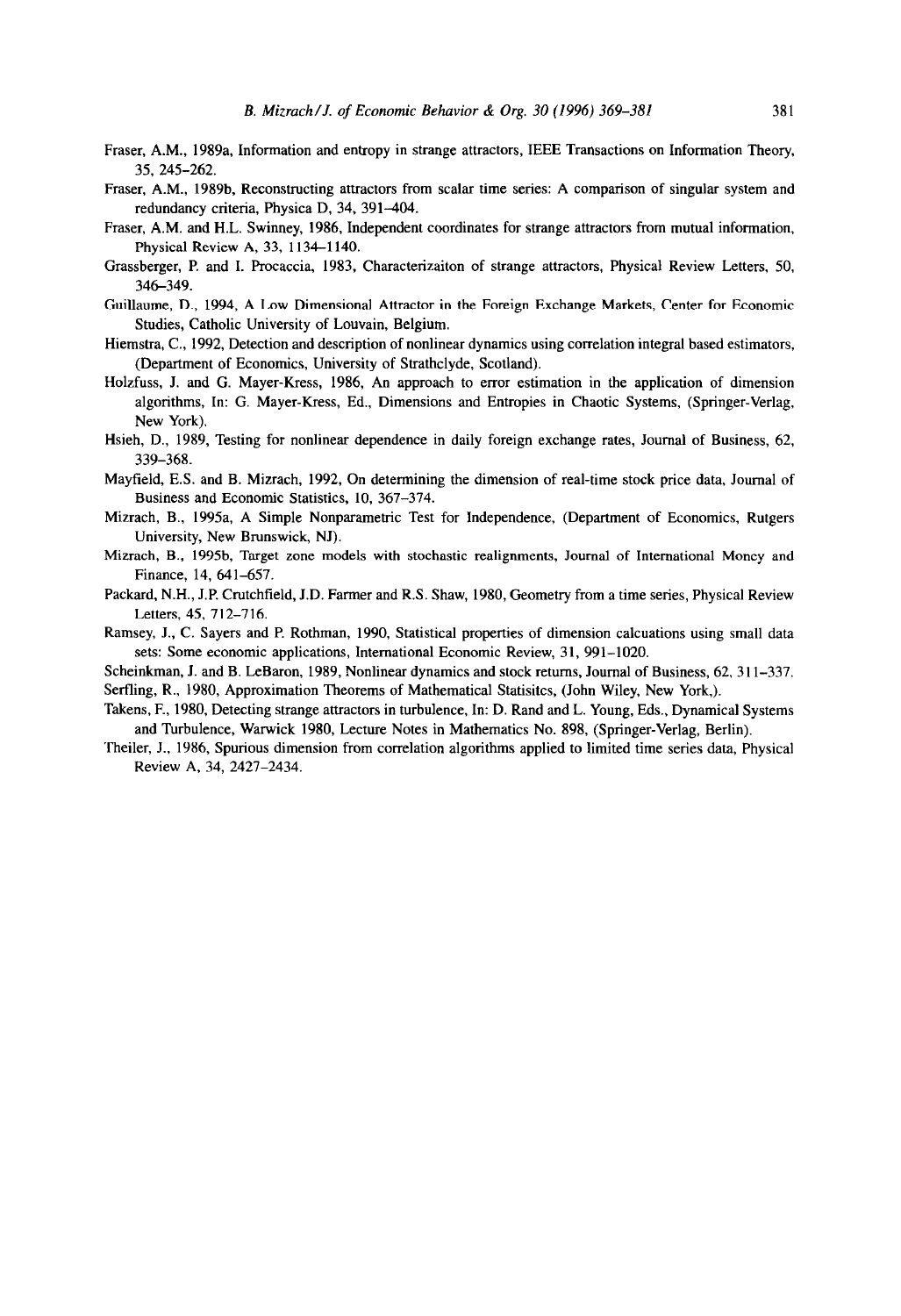Fraser, A.M., 1989a, Information and entropy in strange attractors, IEEE Transactions on Information Theory, 35, 245–262.

Fraser, A.M., 1989b, Reconstructing attractors from scalar time series: A comparison of singular system and redundancy criteria, Physica D, 34, 391–404.

Fraser, A.M. and H.L. Swinney, 1986, Independent coordinates for strange attractors from mutual information, Physical Review A, 33, 1134–1140.

Grassberger, P. and I. Procaccia, 1983, Characterizaiton of strange attractors, Physical Review Letters, 50, 346–349.

Guillaume, D., 1994, A Low Dimensional Attractor in the Foreign Exchange Markets, Center for Economic Studies, Catholic University of Louvain, Belgium.

Hiemstra, C., 1992, Detection and description of nonlinear dynamics using correlation integral based estimators, (Department of Economics, University of Strathclyde, Scotland).

Holzfuss, J. and G. Mayer-Kress, 1986, An approach to error estimation in the application of dimension algorithms, In: G. Mayer-Kress, Ed., Dimensions and Entropies in Chaotic Systems, (Springer-Verlag, New York).

Hsieh, D., 1989, Testing for nonlinear dependence in daily foreign exchange rates, Journal of Business, 62, 339–368.

Mayfield, E.S. and B. Mizrach, 1992, On determining the dimension of real-time stock price data, Journal of Business and Economic Statistics, 10, 367–374.

Mizrach, B., 1995a, A Simple Nonparametric Test for Independence, (Department of Economics, Rutgers University, New Brunswick, NJ).

Mizrach, B., 1995b, Target zone models with stochastic realignments, Journal of International Money and Finance, 14, 641–657.

Packard, N.H., J.P. Crutchfield, J.D. Farmer and R.S. Shaw, 1980, Geometry from a time series, Physical Review Letters, 45, 712–716.

Ramsey, J., C. Sayers and P. Rothman, 1990, Statistical properties of dimension calcuations using small data sets: Some economic applications, International Economic Review, 31, 991–1020.

Scheinkman, J. and B. LeBaron, 1989, Nonlinear dynamics and stock returns, Journal of Business, 62, 311–337.

Serfling, R., 1980, Approximation Theorems of Mathematical Statisitcs, (John Wiley, New York,).

Takens, F., 1980, Detecting strange attractors in turbulence, In: D. Rand and L. Young, Eds., Dynamical Systems and Turbulence, Warwick 1980, Lecture Notes in Mathematics No. 898, (Springer-Verlag, Berlin).

Theiler, J., 1986, Spurious dimension from correlation algorithms applied to limited time series data, Physical Review A, 34, 2427–2434.